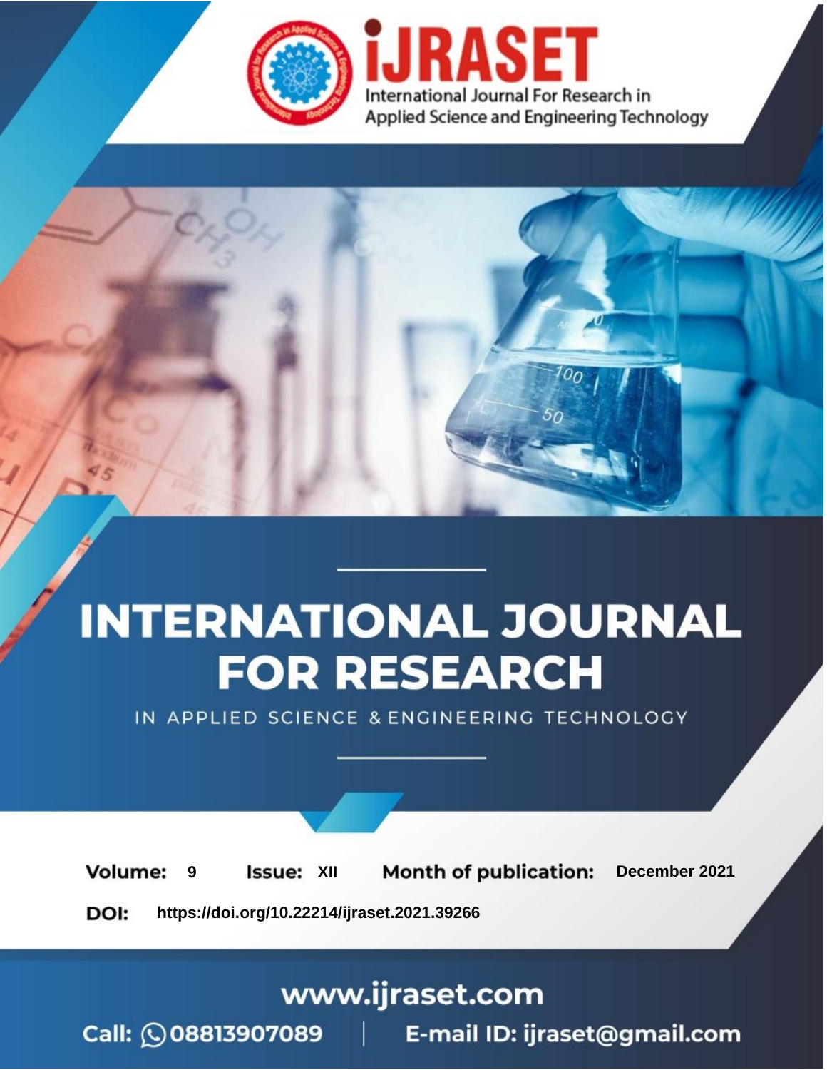iJRASET

International Journal For Research in Applied Science and Engineering Technology

# INTERNATIONAL JOURNAL FOR RESEARCH

IN APPLIED SCIENCE & ENGINEERING TECHNOLOGY

**Volume:** 9 **Issue:** XII **Month of publication:** December 2021

**DOI:** https://doi.org/10.22214/ijraset.2021.39266

www.ijraset.com

Call: 08813907089 | E-mail ID: ijraset@gmail.com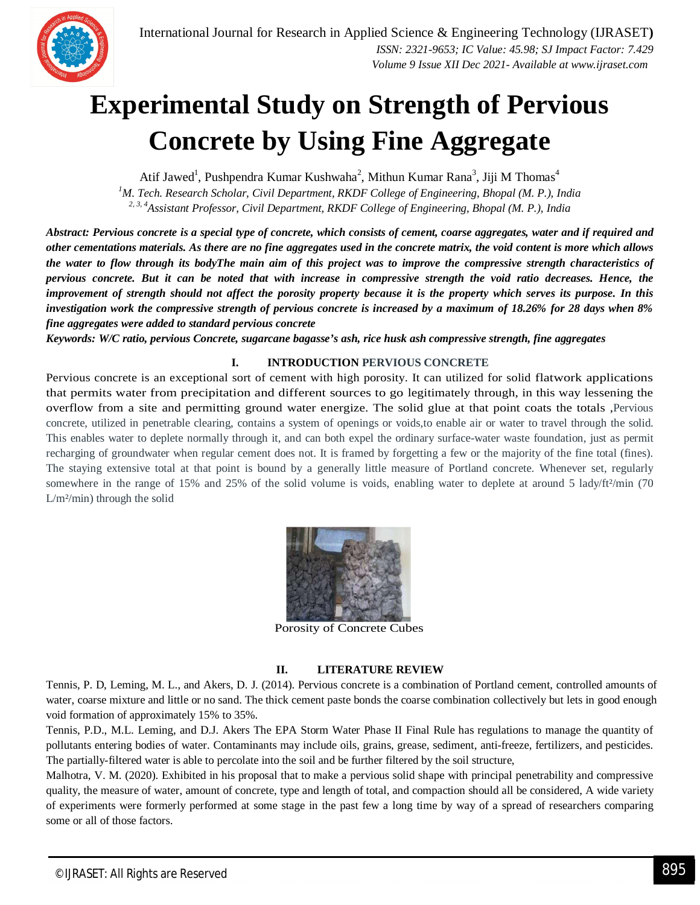# Experimental Study on Strength of Pervious Concrete by Using Fine Aggregate

Atif Jawed[1], Pushpendra Kumar Kushwaha[2], Mithun Kumar Rana[3], Jiji M Thomas[4]

[1]*M. Tech. Research Scholar, Civil Department, RKDF College of Engineering, Bhopal (M. P.), India*
[2, 3, 4]*Assistant Professor, Civil Department, RKDF College of Engineering, Bhopal (M. P.), India*

***Abstract:** Pervious concrete is a special type of concrete, which consists of cement, coarse aggregates, water and if required and other cementations materials. As there are no fine aggregates used in the concrete matrix, the void content is more which allows the water to flow through its bodyThe main aim of this project was to improve the compressive strength characteristics of pervious concrete. But it can be noted that with increase in compressive strength the void ratio decreases. Hence, the improvement of strength should not affect the porosity property because it is the property which serves its purpose. In this investigation work the compressive strength of pervious concrete is increased by a maximum of 18.26% for 28 days when 8% fine aggregates were added to standard pervious concrete*

***Keywords:** W/C ratio, pervious Concrete, sugarcane bagasse's ash, rice husk ash compressive strength, fine aggregates*

## I. INTRODUCTION PERVIOUS CONCRETE

Pervious concrete is an exceptional sort of cement with high porosity. It can utilized for solid flatwork applications that permits water from precipitation and different sources to go legitimately through, in this way lessening the overflow from a site and permitting ground water energize. The solid glue at that point coats the totals ,Pervious concrete, utilized in penetrable clearing, contains a system of openings or voids,to enable air or water to travel through the solid. This enables water to deplete normally through it, and can both expel the ordinary surface-water waste foundation, just as permit recharging of groundwater when regular cement does not. It is framed by forgetting a few or the majority of the fine total (fines). The staying extensive total at that point is bound by a generally little measure of Portland concrete. Whenever set, regularly somewhere in the range of 15% and 25% of the solid volume is voids, enabling water to deplete at around 5 lady/ft²/min (70 L/m²/min) through the solid

Porosity of Concrete Cubes

## II. LITERATURE REVIEW

Tennis, P. D, Leming, M. L., and Akers, D. J. (2014). Pervious concrete is a combination of Portland cement, controlled amounts of water, coarse mixture and little or no sand. The thick cement paste bonds the coarse combination collectively but lets in good enough void formation of approximately 15% to 35%.

Tennis, P.D., M.L. Leming, and D.J. Akers The EPA Storm Water Phase II Final Rule has regulations to manage the quantity of pollutants entering bodies of water. Contaminants may include oils, grains, grease, sediment, anti-freeze, fertilizers, and pesticides. The partially-filtered water is able to percolate into the soil and be further filtered by the soil structure,

Malhotra, V. M. (2020). Exhibited in his proposal that to make a pervious solid shape with principal penetrability and compressive quality, the measure of water, amount of concrete, type and length of total, and compaction should all be considered, A wide variety of experiments were formerly performed at some stage in the past few a long time by way of a spread of researchers comparing some or all of those factors.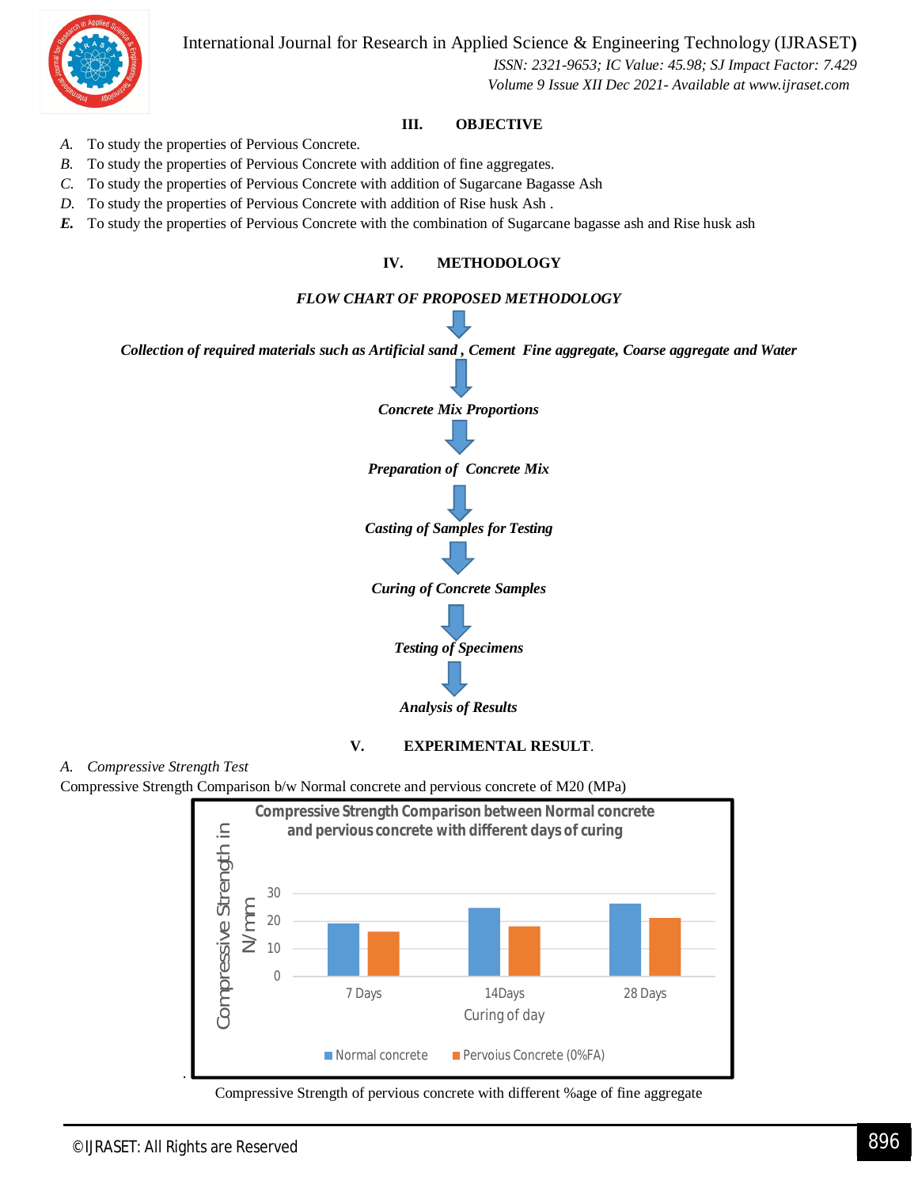## III. OBJECTIVE

*A.* To study the properties of Pervious Concrete.

*B.* To study the properties of Pervious Concrete with addition of fine aggregates.

*C.* To study the properties of Pervious Concrete with addition of Sugarcane Bagasse Ash

*D.* To study the properties of Pervious Concrete with addition of Rise husk Ash .

***E.*** To study the properties of Pervious Concrete with the combination of Sugarcane bagasse ash and Rise husk ash

## IV. METHODOLOGY

***FLOW CHART OF PROPOSED METHODOLOGY***

↓

***Collection of required materials such as Artificial sand , Cement Fine aggregate, Coarse aggregate and Water***

↓

***Concrete Mix Proportions***

↓

***Preparation of Concrete Mix***

↓

***Casting of Samples for Testing***

↓

***Curing of Concrete Samples***

↓

***Testing of Specimens***

↓

***Analysis of Results***

## V. EXPERIMENTAL RESULT.

### *A. Compressive Strength Test*

Compressive Strength Comparison b/w Normal concrete and pervious concrete of M20 (MPa)

**Compressive Strength Comparison between Normal concrete and pervious concrete with different days of curing**

Compressive Strength in N/mm

Curing of day

Normal concrete | Pervoius Concrete (0%FA)

.

Compressive Strength of pervious concrete with different %age of fine aggregate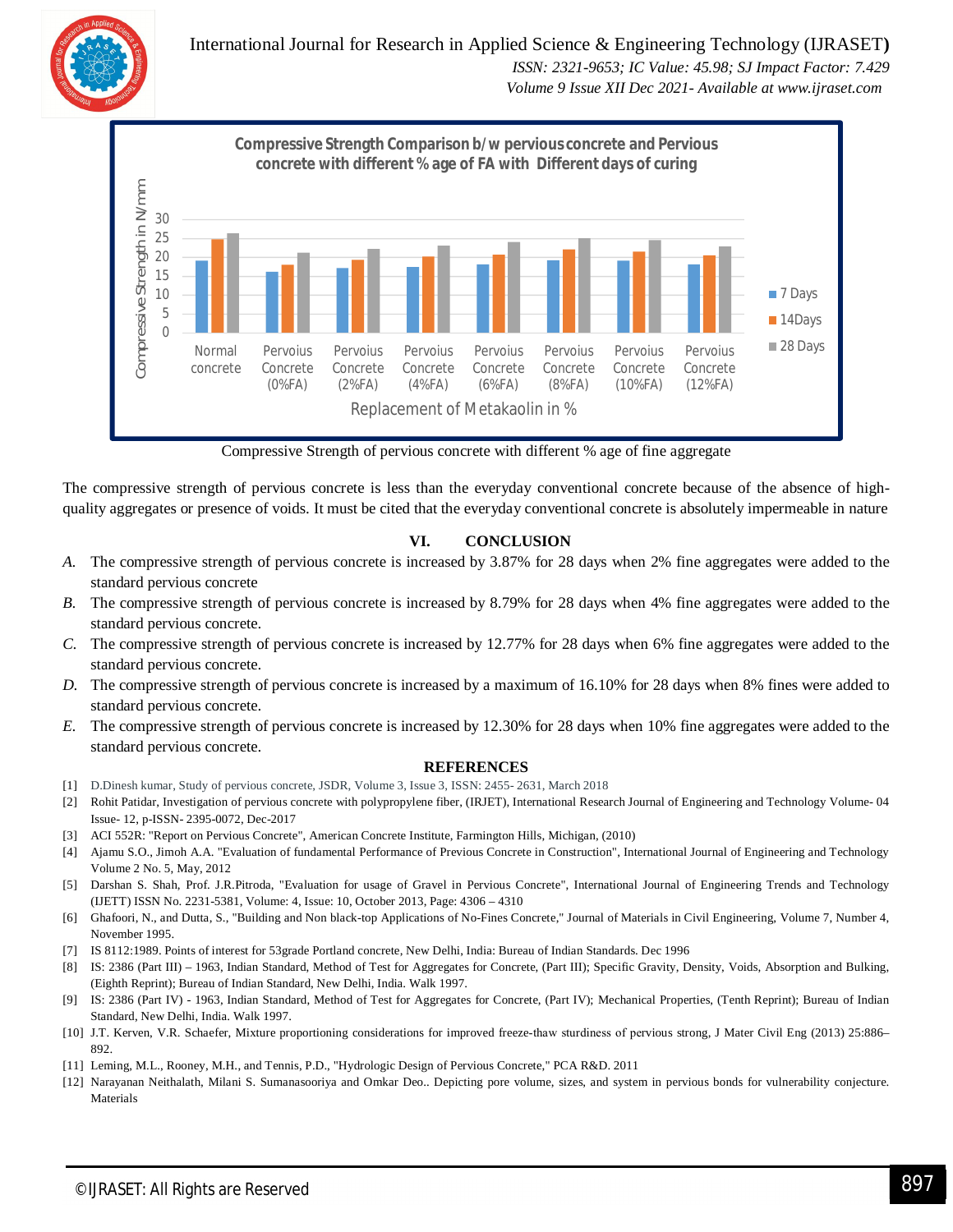Compressive Strength of pervious concrete with different % age of fine aggregate

The compressive strength of pervious concrete is less than the everyday conventional concrete because of the absence of high-quality aggregates or presence of voids. It must be cited that the everyday conventional concrete is absolutely impermeable in nature

## VI. CONCLUSION

*A.* The compressive strength of pervious concrete is increased by 3.87% for 28 days when 2% fine aggregates were added to the standard pervious concrete

*B.* The compressive strength of pervious concrete is increased by 8.79% for 28 days when 4% fine aggregates were added to the standard pervious concrete.

*C.* The compressive strength of pervious concrete is increased by 12.77% for 28 days when 6% fine aggregates were added to the standard pervious concrete.

*D.* The compressive strength of pervious concrete is increased by a maximum of 16.10% for 28 days when 8% fines were added to standard pervious concrete.

*E.* The compressive strength of pervious concrete is increased by 12.30% for 28 days when 10% fine aggregates were added to the standard pervious concrete.

## REFERENCES

[1] D.Dinesh kumar, Study of pervious concrete, JSDR, Volume 3, Issue 3, ISSN: 2455- 2631, March 2018

[2] Rohit Patidar, Investigation of pervious concrete with polypropylene fiber, (IRJET), International Research Journal of Engineering and Technology Volume- 04 Issue- 12, p-ISSN- 2395-0072, Dec-2017

[3] ACI 552R: "Report on Pervious Concrete", American Concrete Institute, Farmington Hills, Michigan, (2010)

[4] Ajamu S.O., Jimoh A.A. "Evaluation of fundamental Performance of Previous Concrete in Construction", International Journal of Engineering and Technology Volume 2 No. 5, May, 2012

[5] Darshan S. Shah, Prof. J.R.Pitroda, "Evaluation for usage of Gravel in Pervious Concrete", International Journal of Engineering Trends and Technology (IJETT) ISSN No. 2231-5381, Volume: 4, Issue: 10, October 2013, Page: 4306 – 4310

[6] Ghafoori, N., and Dutta, S., "Building and Non black-top Applications of No-Fines Concrete," Journal of Materials in Civil Engineering, Volume 7, Number 4, November 1995.

[7] IS 8112:1989. Points of interest for 53grade Portland concrete, New Delhi, India: Bureau of Indian Standards. Dec 1996

[8] IS: 2386 (Part III) – 1963, Indian Standard, Method of Test for Aggregates for Concrete, (Part III); Specific Gravity, Density, Voids, Absorption and Bulking, (Eighth Reprint); Bureau of Indian Standard, New Delhi, India. Walk 1997.

[9] IS: 2386 (Part IV) - 1963, Indian Standard, Method of Test for Aggregates for Concrete, (Part IV); Mechanical Properties, (Tenth Reprint); Bureau of Indian Standard, New Delhi, India. Walk 1997.

[10] J.T. Kerven, V.R. Schaefer, Mixture proportioning considerations for improved freeze-thaw sturdiness of pervious strong, J Mater Civil Eng (2013) 25:886–892.

[11] Leming, M.L., Rooney, M.H., and Tennis, P.D., "Hydrologic Design of Pervious Concrete," PCA R&D. 2011

[12] Narayanan Neithalath, Milani S. Sumanasooriya and Omkar Deo.. Depicting pore volume, sizes, and system in pervious bonds for vulnerability conjecture. Materials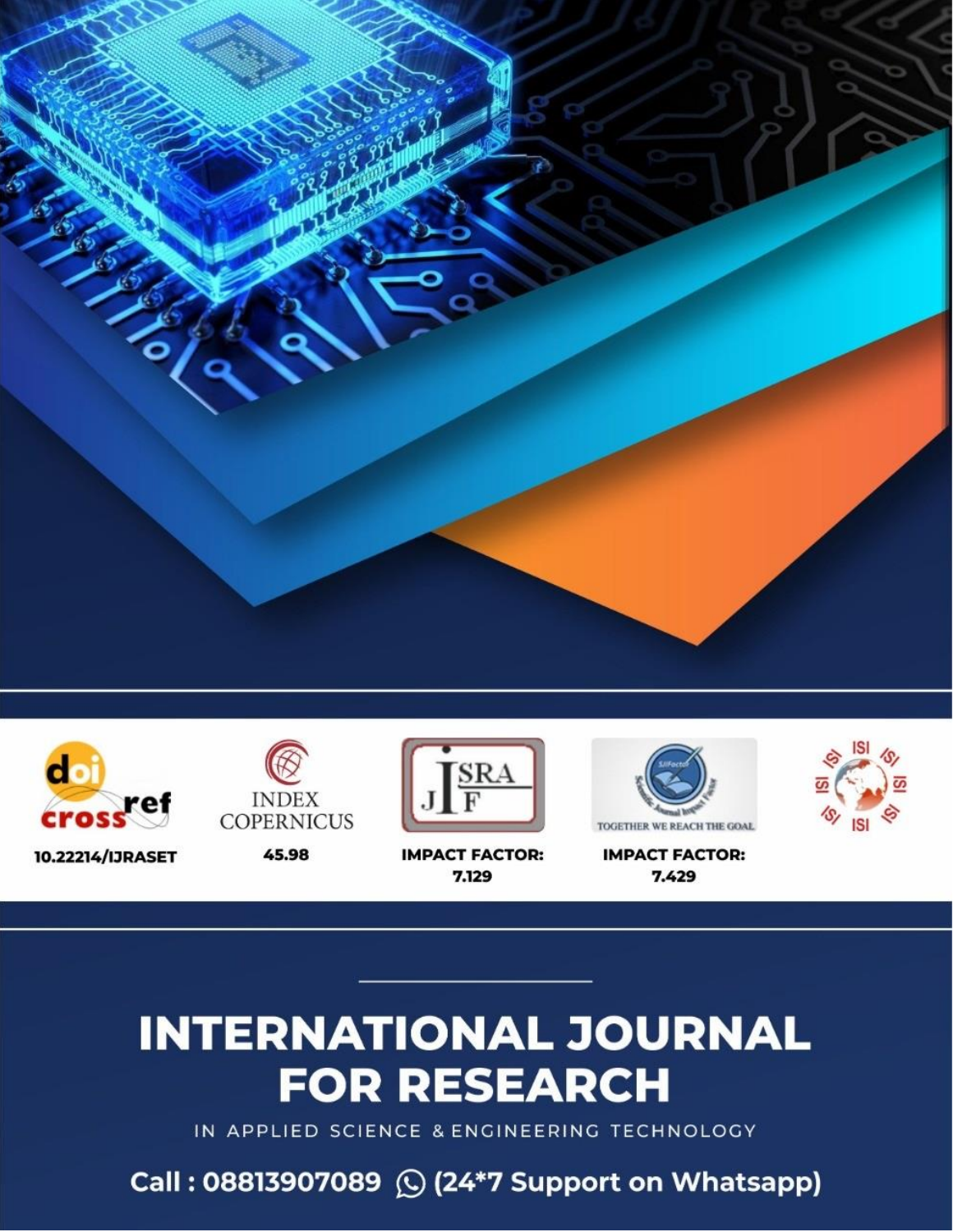10.22214/IJRASET

INDEX COPERNICUS

45.98

IMPACT FACTOR: 7.129

IMPACT FACTOR: 7.429

# INTERNATIONAL JOURNAL FOR RESEARCH

IN APPLIED SCIENCE & ENGINEERING TECHNOLOGY

Call : 08813907089 (24*7 Support on Whatsapp)